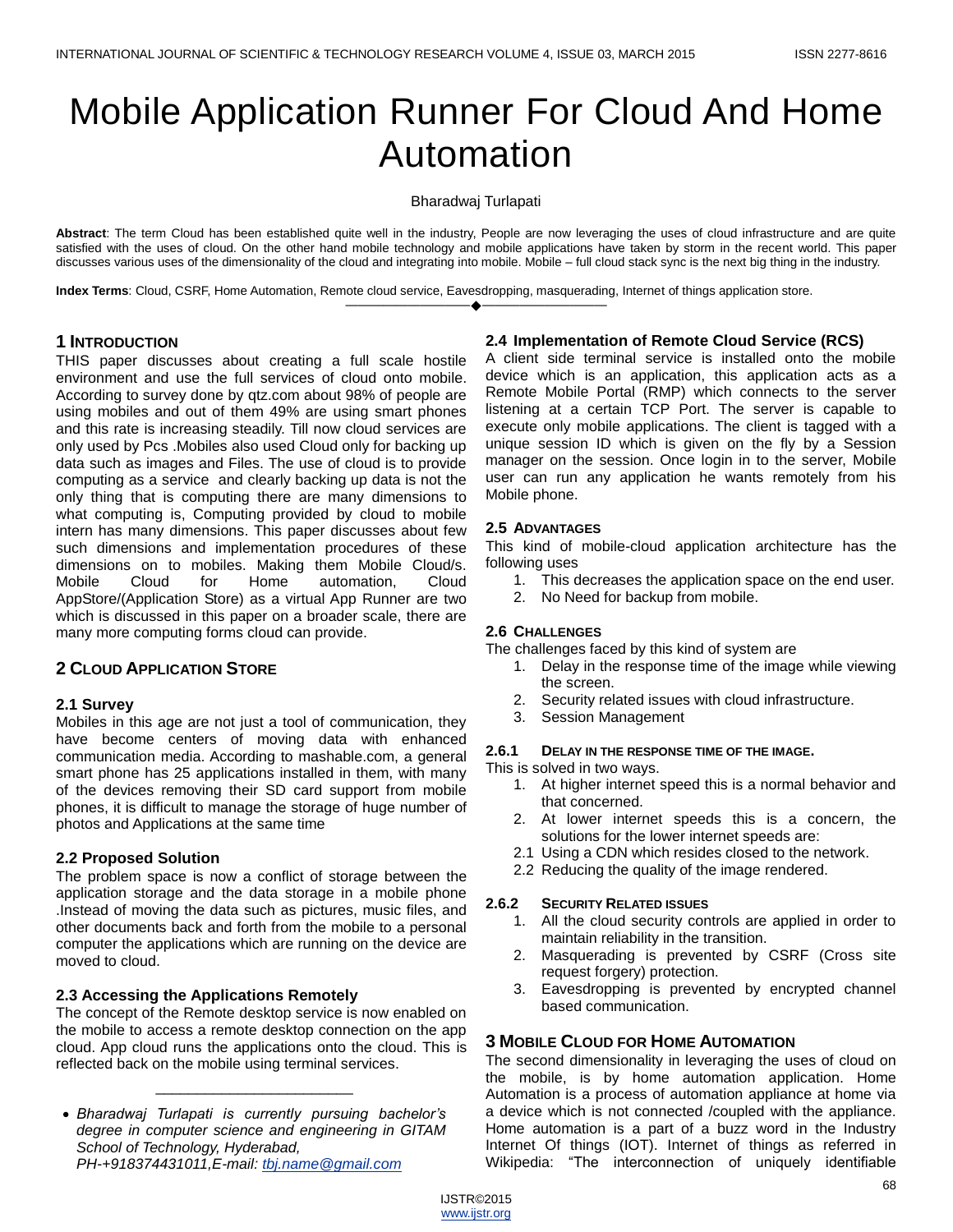# Mobile Application Runner For Cloud And Home Automation

Bharadwaj Turlapati

**Abstract**: The term Cloud has been established quite well in the industry, People are now leveraging the uses of cloud infrastructure and are quite satisfied with the uses of cloud. On the other hand mobile technology and mobile applications have taken by storm in the recent world. This paper discusses various uses of the dimensionality of the cloud and integrating into mobile. Mobile – full cloud stack sync is the next big thing in the industry.

**Index Terms**: Cloud, CSRF, Home Automation, Remote cloud service, Eavesdropping, masquerading, Internet of things application store.

---

## 1 Introduction

THIS paper discusses about creating a full scale hostile environment and use the full services of cloud onto mobile. According to survey done by qtz.com about 98% of people are using mobiles and out of them 49% are using smart phones and this rate is increasing steadily. Till now cloud services are only used by Pcs .Mobiles also used Cloud only for backing up data such as images and Files. The use of cloud is to provide computing as a service and clearly backing up data is not the only thing that is computing there are many dimensions to what computing is, Computing provided by cloud to mobile intern has many dimensions. This paper discusses about few such dimensions and implementation procedures of these dimensions on to mobiles. Making them Mobile Cloud/s. Mobile Cloud for Home automation, Cloud AppStore/(Application Store) as a virtual App Runner are two which is discussed in this paper on a broader scale, there are many more computing forms cloud can provide.

## 2 Cloud Application Store

### 2.1 Survey

Mobiles in this age are not just a tool of communication, they have become centers of moving data with enhanced communication media. According to mashable.com, a general smart phone has 25 applications installed in them, with many of the devices removing their SD card support from mobile phones, it is difficult to manage the storage of huge number of photos and Applications at the same time

### 2.2 Proposed Solution

The problem space is now a conflict of storage between the application storage and the data storage in a mobile phone .Instead of moving the data such as pictures, music files, and other documents back and forth from the mobile to a personal computer the applications which are running on the device are moved to cloud.

### 2.3 Accessing the Applications Remotely

The concept of the Remote desktop service is now enabled on the mobile to access a remote desktop connection on the app cloud. App cloud runs the applications onto the cloud. This is reflected back on the mobile using terminal services.

---

- *Bharadwaj Turlapati is currently pursuing bachelor's degree in computer science and engineering in GITAM School of Technology, Hyderabad, PH-+918374431011,E-mail: tbj.name@gmail.com*

### 2.4 Implementation of Remote Cloud Service (RCS)

A client side terminal service is installed onto the mobile device which is an application, this application acts as a Remote Mobile Portal (RMP) which connects to the server listening at a certain TCP Port. The server is capable to execute only mobile applications. The client is tagged with a unique session ID which is given on the fly by a Session manager on the session. Once login in to the server, Mobile user can run any application he wants remotely from his Mobile phone.

### 2.5 Advantages

This kind of mobile-cloud application architecture has the following uses

1. This decreases the application space on the end user.
2. No Need for backup from mobile.

### 2.6 Challenges

The challenges faced by this kind of system are

1. Delay in the response time of the image while viewing the screen.
2. Security related issues with cloud infrastructure.
3. Session Management

#### 2.6.1 Delay in the response time of the image.

This is solved in two ways.

1. At higher internet speed this is a normal behavior and that concerned.
2. At lower internet speeds this is a concern, the solutions for the lower internet speeds are:

   2.1 Using a CDN which resides closed to the network.

   2.2 Reducing the quality of the image rendered.

#### 2.6.2 Security Related issues

1. All the cloud security controls are applied in order to maintain reliability in the transition.
2. Masquerading is prevented by CSRF (Cross site request forgery) protection.
3. Eavesdropping is prevented by encrypted channel based communication.

## 3 Mobile Cloud for Home Automation

The second dimensionality in leveraging the uses of cloud on the mobile, is by home automation application. Home Automation is a process of automation appliance at home via a device which is not connected /coupled with the appliance. Home automation is a part of a buzz word in the Industry Internet Of things (IOT). Internet of things as referred in Wikipedia: "The interconnection of uniquely identifiable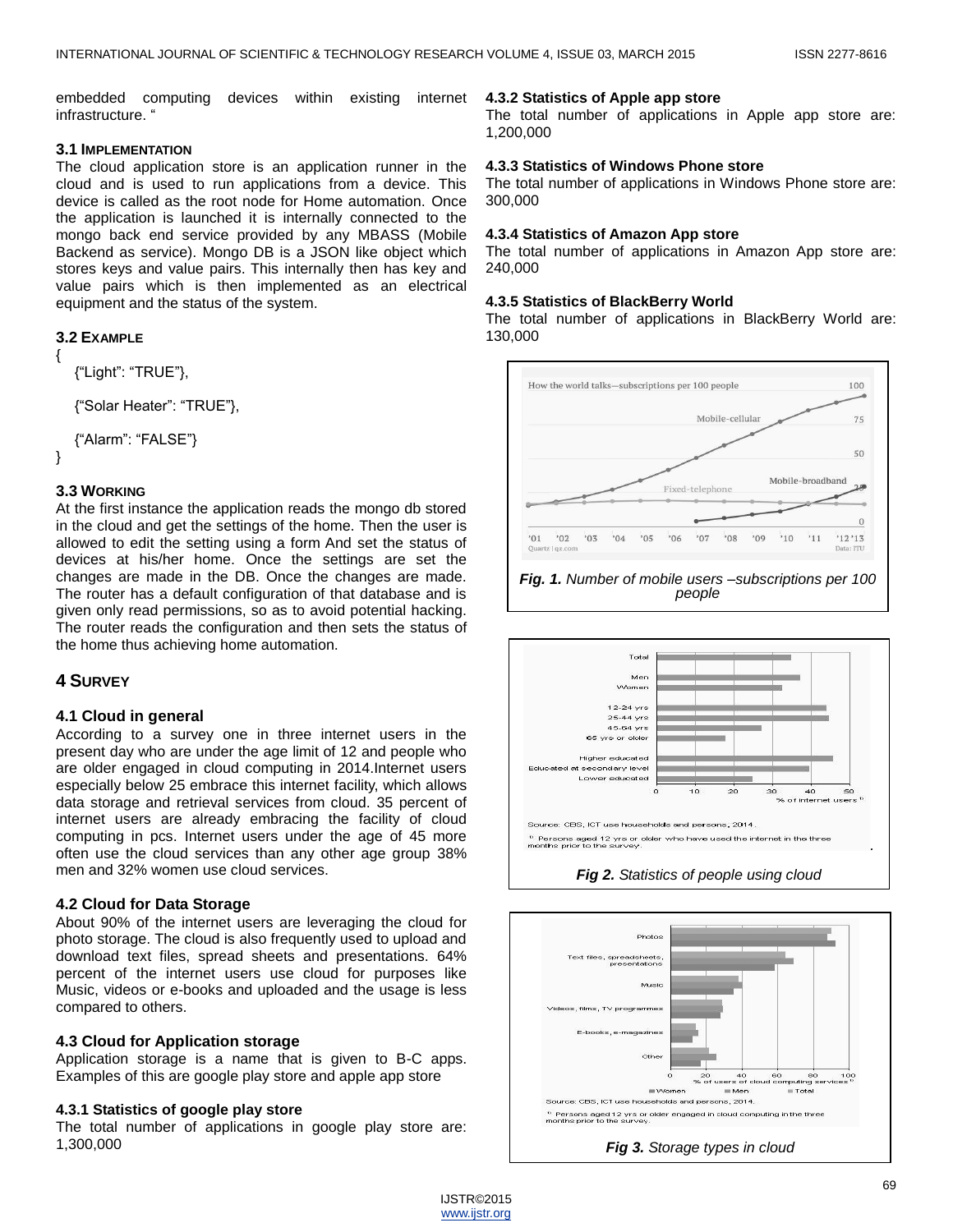embedded computing devices within existing internet infrastructure. "

### 3.1 Implementation

The cloud application store is an application runner in the cloud and is used to run applications from a device. This device is called as the root node for Home automation. Once the application is launched it is internally connected to the mongo back end service provided by any MBASS (Mobile Backend as service). Mongo DB is a JSON like object which stores keys and value pairs. This internally then has key and value pairs which is then implemented as an electrical equipment and the status of the system.

### 3.2 Example

```
{
    {"Light": "TRUE"},

    {"Solar Heater": "TRUE"},

    {"Alarm": "FALSE"}
}
```

### 3.3 Working

At the first instance the application reads the mongo db stored in the cloud and get the settings of the home. Then the user is allowed to edit the setting using a form And set the status of devices at his/her home. Once the settings are set the changes are made in the DB. Once the changes are made. The router has a default configuration of that database and is given only read permissions, so as to avoid potential hacking. The router reads the configuration and then sets the status of the home thus achieving home automation.

## 4 Survey

### 4.1 Cloud in general

According to a survey one in three internet users in the present day who are under the age limit of 12 and people who are older engaged in cloud computing in 2014.Internet users especially below 25 embrace this internet facility, which allows data storage and retrieval services from cloud. 35 percent of internet users are already embracing the facility of cloud computing in pcs. Internet users under the age of 45 more often use the cloud services than any other age group 38% men and 32% women use cloud services.

### 4.2 Cloud for Data Storage

About 90% of the internet users are leveraging the cloud for photo storage. The cloud is also frequently used to upload and download text files, spread sheets and presentations. 64% percent of the internet users use cloud for purposes like Music, videos or e-books and uploaded and the usage is less compared to others.

### 4.3 Cloud for Application storage

Application storage is a name that is given to B-C apps. Examples of this are google play store and apple app store

#### 4.3.1 Statistics of google play store

The total number of applications in google play store are: 1,300,000

#### 4.3.2 Statistics of Apple app store

The total number of applications in Apple app store are: 1,200,000

#### 4.3.3 Statistics of Windows Phone store

The total number of applications in Windows Phone store are: 300,000

#### 4.3.4 Statistics of Amazon App store

The total number of applications in Amazon App store are: 240,000

#### 4.3.5 Statistics of BlackBerry World

The total number of applications in BlackBerry World are: 130,000

***Fig. 1.*** *Number of mobile users –subscriptions per 100 people*

***Fig 2.*** *Statistics of people using cloud*

***Fig 3.*** *Storage types in cloud*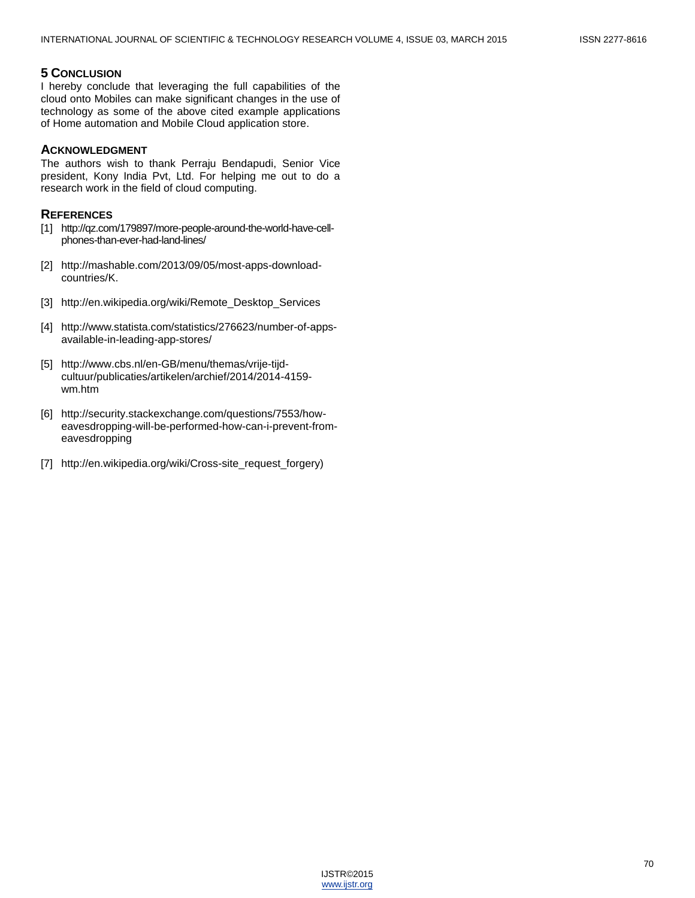## 5 Conclusion

I hereby conclude that leveraging the full capabilities of the cloud onto Mobiles can make significant changes in the use of technology as some of the above cited example applications of Home automation and Mobile Cloud application store.

## Acknowledgment

The authors wish to thank Perraju Bendapudi, Senior Vice president, Kony India Pvt, Ltd. For helping me out to do a research work in the field of cloud computing.

## References

[1] http://qz.com/179897/more-people-around-the-world-have-cell-phones-than-ever-had-land-lines/

[2] http://mashable.com/2013/09/05/most-apps-download-countries/K.

[3] http://en.wikipedia.org/wiki/Remote_Desktop_Services

[4] http://www.statista.com/statistics/276623/number-of-apps-available-in-leading-app-stores/

[5] http://www.cbs.nl/en-GB/menu/themas/vrije-tijd-cultuur/publicaties/artikelen/archief/2014/2014-4159-wm.htm

[6] http://security.stackexchange.com/questions/7553/how-eavesdropping-will-be-performed-how-can-i-prevent-from-eavesdropping

[7] http://en.wikipedia.org/wiki/Cross-site_request_forgery)